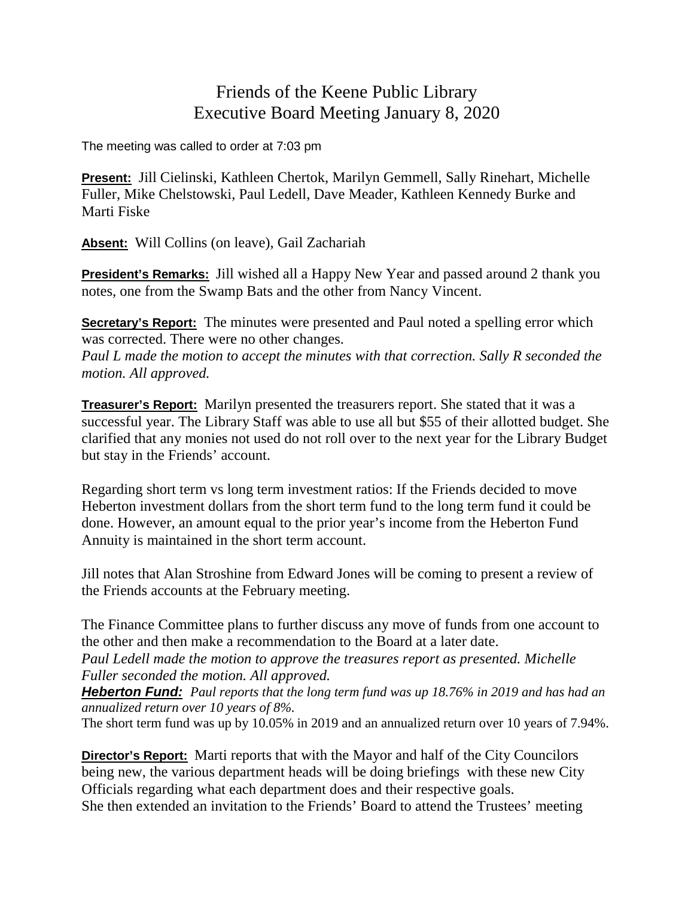# Friends of the Keene Public Library
## Executive Board Meeting January 8, 2020

The meeting was called to order at 7:03 pm

**Present:** Jill Cielinski, Kathleen Chertok, Marilyn Gemmell, Sally Rinehart, Michelle Fuller, Mike Chelstowski, Paul Ledell, Dave Meader, Kathleen Kennedy Burke and Marti Fiske

**Absent:** Will Collins (on leave), Gail Zachariah

**President's Remarks:** Jill wished all a Happy New Year and passed around 2 thank you notes, one from the Swamp Bats and the other from Nancy Vincent.

**Secretary's Report:** The minutes were presented and Paul noted a spelling error which was corrected. There were no other changes.
*Paul L made the motion to accept the minutes with that correction. Sally R seconded the motion. All approved.*

**Treasurer's Report:** Marilyn presented the treasurers report. She stated that it was a successful year. The Library Staff was able to use all but $55 of their allotted budget. She clarified that any monies not used do not roll over to the next year for the Library Budget but stay in the Friends' account.

Regarding short term vs long term investment ratios: If the Friends decided to move Heberton investment dollars from the short term fund to the long term fund it could be done. However, an amount equal to the prior year's income from the Heberton Fund Annuity is maintained in the short term account.

Jill notes that Alan Stroshine from Edward Jones will be coming to present a review of the Friends accounts at the February meeting.

The Finance Committee plans to further discuss any move of funds from one account to the other and then make a recommendation to the Board at a later date.
*Paul Ledell made the motion to approve the treasures report as presented. Michelle Fuller seconded the motion. All approved.*

***Heberton Fund:*** *Paul reports that the long term fund was up 18.76% in 2019 and has had an annualized return over 10 years of 8%.*
The short term fund was up by 10.05% in 2019 and an annualized return over 10 years of 7.94%.

**Director's Report:** Marti reports that with the Mayor and half of the City Councilors being new, the various department heads will be doing briefings with these new City Officials regarding what each department does and their respective goals.
She then extended an invitation to the Friends' Board to attend the Trustees' meeting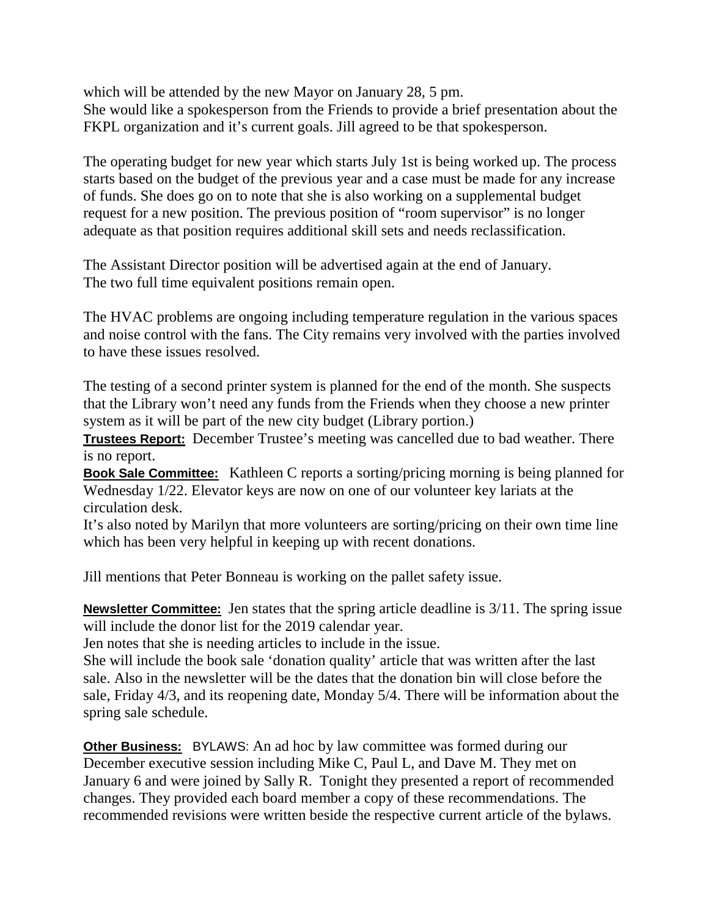which will be attended by the new Mayor on January 28, 5 pm.
She would like a spokesperson from the Friends to provide a brief presentation about the FKPL organization and it's current goals. Jill agreed to be that spokesperson.

The operating budget for new year which starts July 1st is being worked up. The process starts based on the budget of the previous year and a case must be made for any increase of funds. She does go on to note that she is also working on a supplemental budget request for a new position. The previous position of "room supervisor" is no longer adequate as that position requires additional skill sets and needs reclassification.

The Assistant Director position will be advertised again at the end of January.
The two full time equivalent positions remain open.

The HVAC problems are ongoing including temperature regulation in the various spaces and noise control with the fans. The City remains very involved with the parties involved to have these issues resolved.

The testing of a second printer system is planned for the end of the month. She suspects that the Library won't need any funds from the Friends when they choose a new printer system as it will be part of the new city budget (Library portion.)

**Trustees Report:** December Trustee's meeting was cancelled due to bad weather. There is no report.

**Book Sale Committee:** Kathleen C reports a sorting/pricing morning is being planned for Wednesday 1/22. Elevator keys are now on one of our volunteer key lariats at the circulation desk.
It's also noted by Marilyn that more volunteers are sorting/pricing on their own time line which has been very helpful in keeping up with recent donations.

Jill mentions that Peter Bonneau is working on the pallet safety issue.

**Newsletter Committee:** Jen states that the spring article deadline is 3/11. The spring issue will include the donor list for the 2019 calendar year.
Jen notes that she is needing articles to include in the issue.
She will include the book sale 'donation quality' article that was written after the last sale. Also in the newsletter will be the dates that the donation bin will close before the sale, Friday 4/3, and its reopening date, Monday 5/4. There will be information about the spring sale schedule.

**Other Business:** BYLAWS: An ad hoc by law committee was formed during our December executive session including Mike C, Paul L, and Dave M. They met on January 6 and were joined by Sally R. Tonight they presented a report of recommended changes. They provided each board member a copy of these recommendations. The recommended revisions were written beside the respective current article of the bylaws.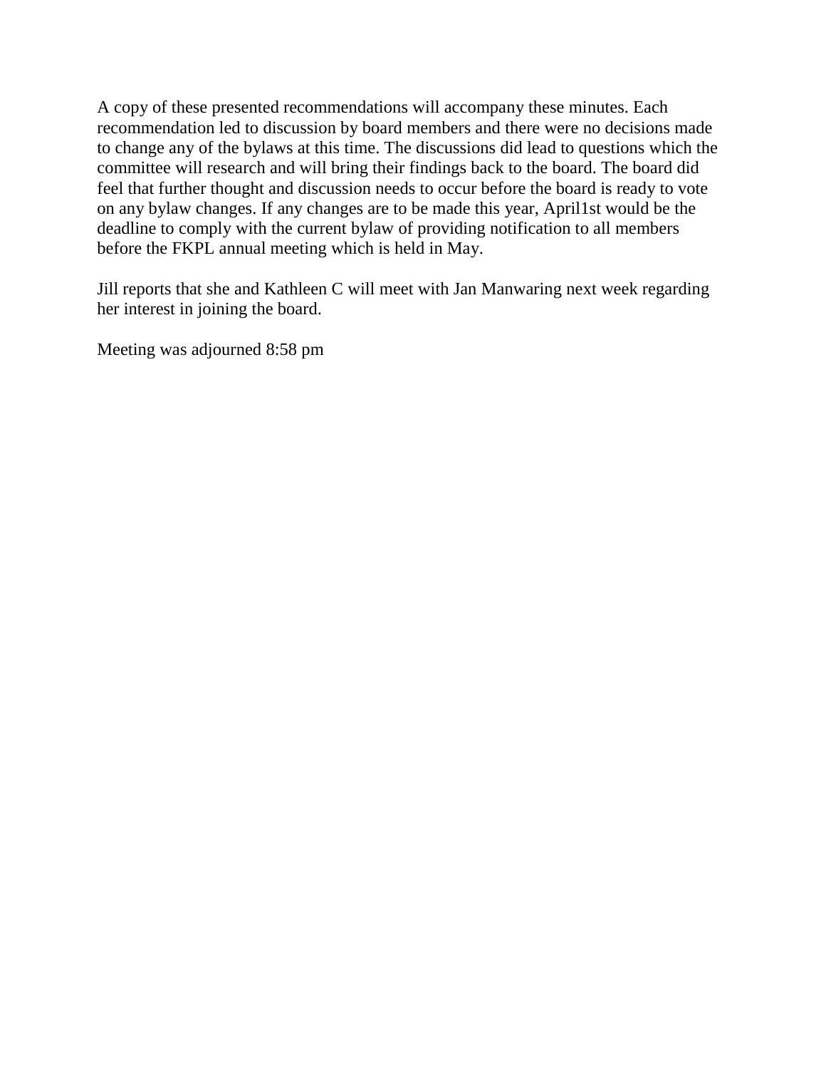A copy of these presented recommendations will accompany these minutes. Each recommendation led to discussion by board members and there were no decisions made to change any of the bylaws at this time. The discussions did lead to questions which the committee will research and will bring their findings back to the board. The board did feel that further thought and discussion needs to occur before the board is ready to vote on any bylaw changes. If any changes are to be made this year, April1st would be the deadline to comply with the current bylaw of providing notification to all members before the FKPL annual meeting which is held in May.

Jill reports that she and Kathleen C will meet with Jan Manwaring next week regarding her interest in joining the board.

Meeting was adjourned 8:58 pm